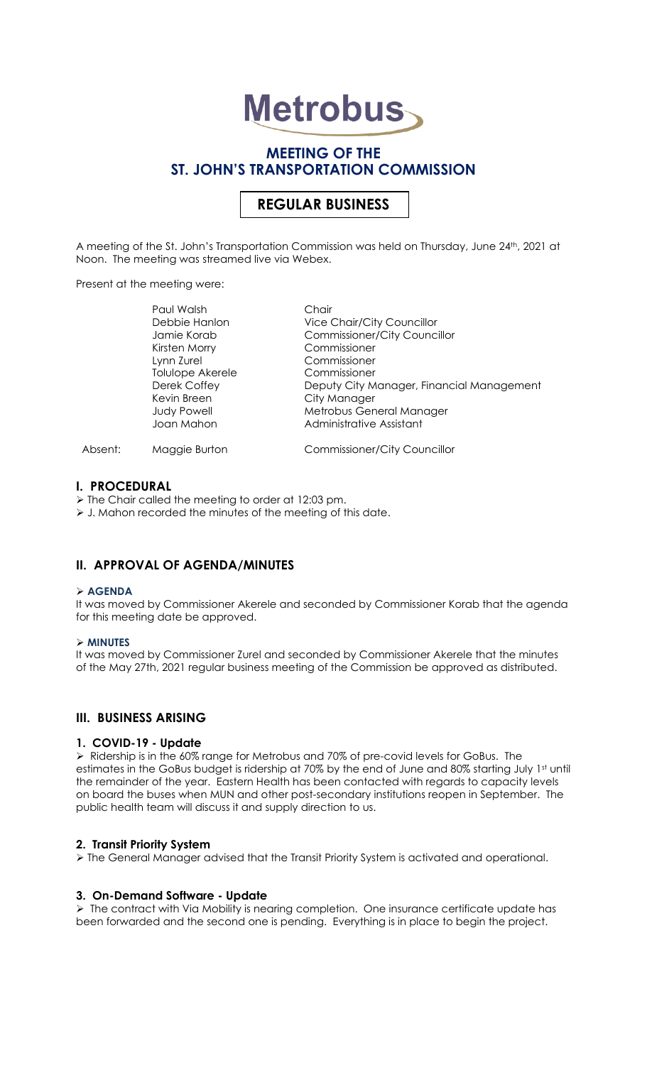# Metrobus

## MEETING OF THE ST. JOHN'S TRANSPORTATION COMMISSION

## REGULAR BUSINESS

A meeting of the St. John's Transportation Commission was held on Thursday, June 24th, 2021 at Noon. The meeting was streamed live via Webex.

Present at the meeting were:

| | | |
|---|---|---|
| | Paul Walsh | Chair |
| | Debbie Hanlon | Vice Chair/City Councillor |
| | Jamie Korab | Commissioner/City Councillor |
| | Kirsten Morry | Commissioner |
| | Lynn Zurel | Commissioner |
| | Tolulope Akerele | Commissioner |
| | Derek Coffey | Deputy City Manager, Financial Management |
| | Kevin Breen | City Manager |
| | Judy Powell | Metrobus General Manager |
| | Joan Mahon | Administrative Assistant |
| Absent: | Maggie Burton | Commissioner/City Councillor |

### I. PROCEDURAL

- The Chair called the meeting to order at 12:03 pm.
- J. Mahon recorded the minutes of the meeting of this date.

### II. APPROVAL OF AGENDA/MINUTES

- **AGENDA**

It was moved by Commissioner Akerele and seconded by Commissioner Korab that the agenda for this meeting date be approved.

- **MINUTES**

It was moved by Commissioner Zurel and seconded by Commissioner Akerele that the minutes of the May 27th, 2021 regular business meeting of the Commission be approved as distributed.

### III. BUSINESS ARISING

#### 1. COVID-19 - Update

- Ridership is in the 60% range for Metrobus and 70% of pre-covid levels for GoBus. The estimates in the GoBus budget is ridership at 70% by the end of June and 80% starting July 1st until the remainder of the year. Eastern Health has been contacted with regards to capacity levels on board the buses when MUN and other post-secondary institutions reopen in September. The public health team will discuss it and supply direction to us.

#### 2. Transit Priority System

- The General Manager advised that the Transit Priority System is activated and operational.

#### 3. On-Demand Software - Update

- The contract with Via Mobility is nearing completion. One insurance certificate update has been forwarded and the second one is pending. Everything is in place to begin the project.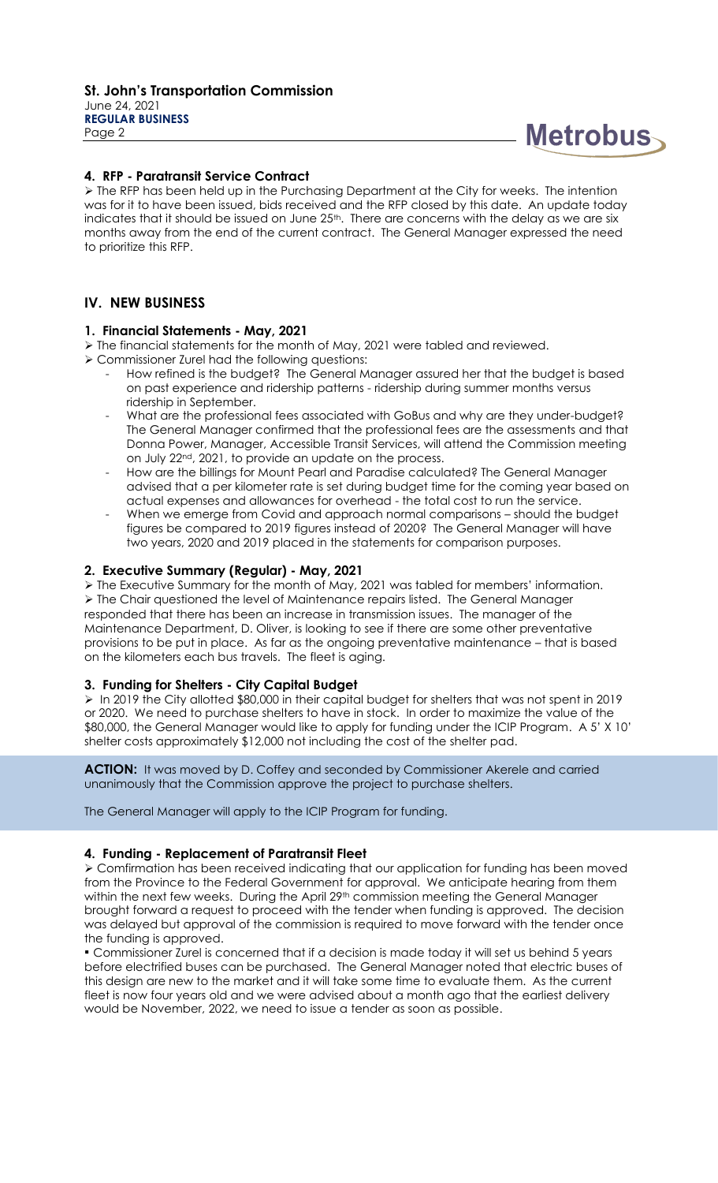### 4. RFP - Paratransit Service Contract

- The RFP has been held up in the Purchasing Department at the City for weeks. The intention was for it to have been issued, bids received and the RFP closed by this date. An update today indicates that it should be issued on June 25th. There are concerns with the delay as we are six months away from the end of the current contract. The General Manager expressed the need to prioritize this RFP.

## IV. NEW BUSINESS

### 1. Financial Statements - May, 2021

- The financial statements for the month of May, 2021 were tabled and reviewed.
- Commissioner Zurel had the following questions:
  - How refined is the budget? The General Manager assured her that the budget is based on past experience and ridership patterns - ridership during summer months versus ridership in September.
  - What are the professional fees associated with GoBus and why are they under-budget? The General Manager confirmed that the professional fees are the assessments and that Donna Power, Manager, Accessible Transit Services, will attend the Commission meeting on July 22nd, 2021, to provide an update on the process.
  - How are the billings for Mount Pearl and Paradise calculated? The General Manager advised that a per kilometer rate is set during budget time for the coming year based on actual expenses and allowances for overhead - the total cost to run the service.
  - When we emerge from Covid and approach normal comparisons – should the budget figures be compared to 2019 figures instead of 2020? The General Manager will have two years, 2020 and 2019 placed in the statements for comparison purposes.

### 2. Executive Summary (Regular) - May, 2021

- The Executive Summary for the month of May, 2021 was tabled for members' information.
- The Chair questioned the level of Maintenance repairs listed. The General Manager responded that there has been an increase in transmission issues. The manager of the Maintenance Department, D. Oliver, is looking to see if there are some other preventative provisions to be put in place. As far as the ongoing preventative maintenance – that is based on the kilometers each bus travels. The fleet is aging.

### 3. Funding for Shelters - City Capital Budget

- In 2019 the City allotted $80,000 in their capital budget for shelters that was not spent in 2019 or 2020. We need to purchase shelters to have in stock. In order to maximize the value of the $80,000, the General Manager would like to apply for funding under the ICIP Program. A 5' X 10' shelter costs approximately $12,000 not including the cost of the shelter pad.

**ACTION:** It was moved by D. Coffey and seconded by Commissioner Akerele and carried unanimously that the Commission approve the project to purchase shelters.

The General Manager will apply to the ICIP Program for funding.

### 4. Funding - Replacement of Paratransit Fleet

- Confirmation has been received indicating that our application for funding has been moved from the Province to the Federal Government for approval. We anticipate hearing from them within the next few weeks. During the April 29th commission meeting the General Manager brought forward a request to proceed with the tender when funding is approved. The decision was delayed but approval of the commission is required to move forward with the tender once the funding is approved.

- Commissioner Zurel is concerned that if a decision is made today it will set us behind 5 years before electrified buses can be purchased. The General Manager noted that electric buses of this design are new to the market and it will take some time to evaluate them. As the current fleet is now four years old and we were advised about a month ago that the earliest delivery would be November, 2022, we need to issue a tender as soon as possible.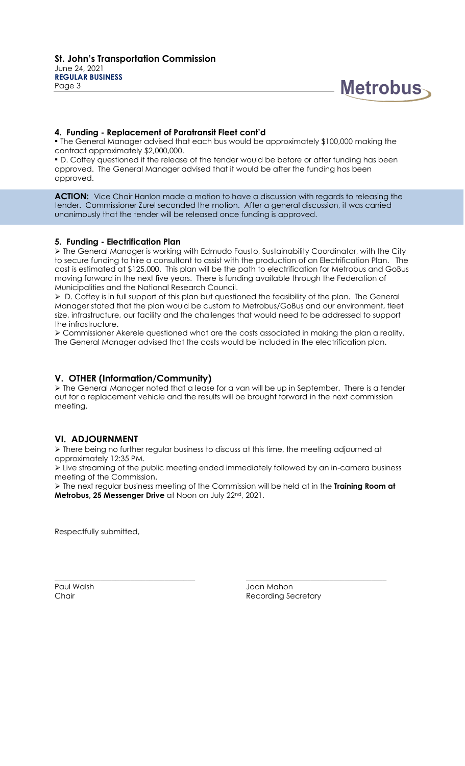#### 4. Funding - Replacement of Paratransit Fleet cont'd

- The General Manager advised that each bus would be approximately $100,000 making the contract approximately $2,000,000.
- D. Coffey questioned if the release of the tender would be before or after funding has been approved. The General Manager advised that it would be after the funding has been approved.

**ACTION:** Vice Chair Hanlon made a motion to have a discussion with regards to releasing the tender. Commissioner Zurel seconded the motion. After a general discussion, it was carried unanimously that the tender will be released once funding is approved.

#### 5. Funding - Electrification Plan

- The General Manager is working with Edmudo Fausto, Sustainability Coordinator, with the City to secure funding to hire a consultant to assist with the production of an Electrification Plan. The cost is estimated at $125,000. This plan will be the path to electrification for Metrobus and GoBus moving forward in the next five years. There is funding available through the Federation of Municipalities and the National Research Council.
- D. Coffey is in full support of this plan but questioned the feasibility of the plan. The General Manager stated that the plan would be custom to Metrobus/GoBus and our environment, fleet size, infrastructure, our facility and the challenges that would need to be addressed to support the infrastructure.
- Commissioner Akerele questioned what are the costs associated in making the plan a reality. The General Manager advised that the costs would be included in the electrification plan.

## V. OTHER (Information/Community)

- The General Manager noted that a lease for a van will be up in September. There is a tender out for a replacement vehicle and the results will be brought forward in the next commission meeting.

## VI. ADJOURNMENT

- There being no further regular business to discuss at this time, the meeting adjourned at approximately 12:35 PM.
- Live streaming of the public meeting ended immediately followed by an in-camera business meeting of the Commission.
- The next regular business meeting of the Commission will be held at in the **Training Room at Metrobus, 25 Messenger Drive** at Noon on July 22nd, 2021.

Respectfully submitted,

| | |
|---|---|
| Paul Walsh | Joan Mahon |
| Chair | Recording Secretary |